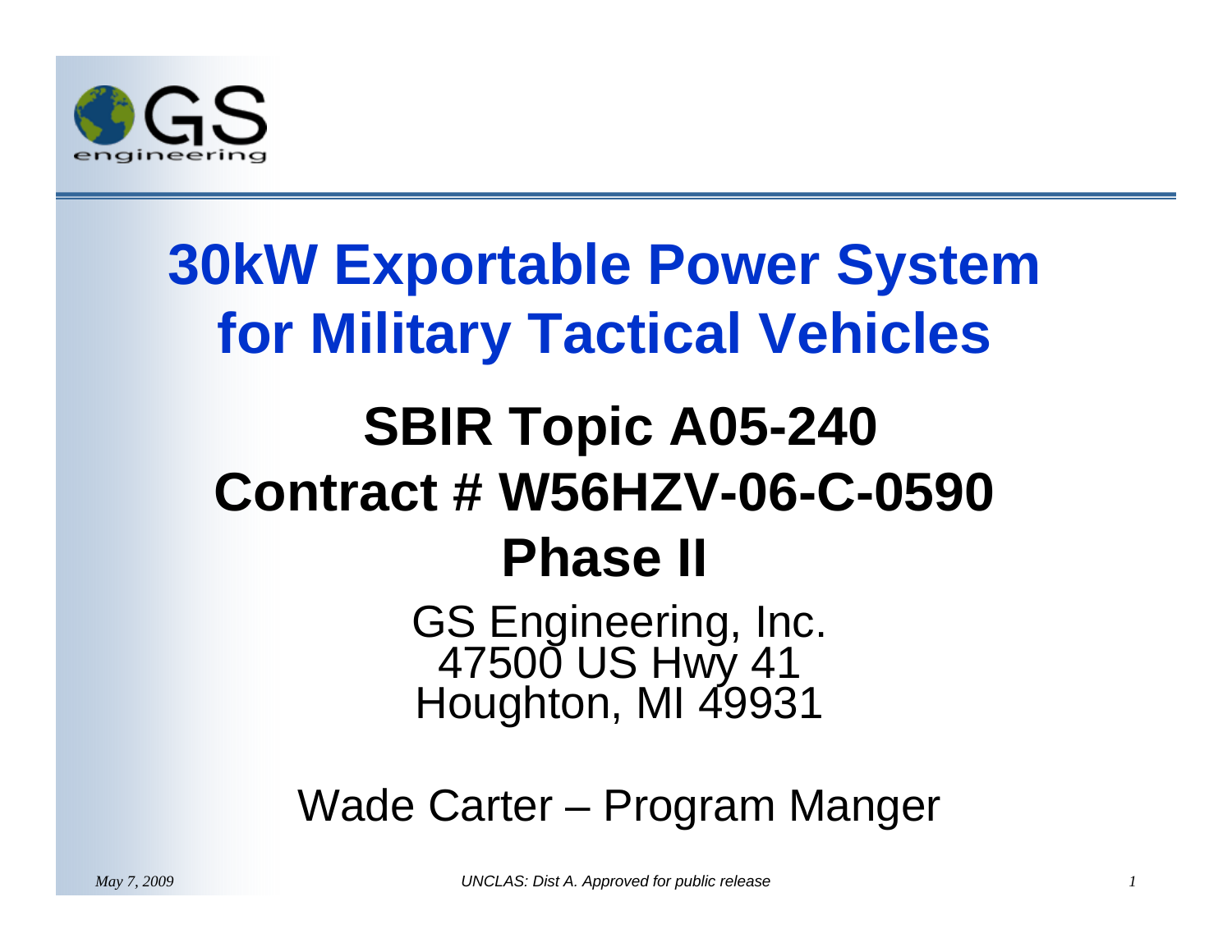# 30kW Exportable Power System for Military Tactical Vehicles

## SBIR Topic A05-240
## Contract # W56HZV-06-C-0590
## Phase II

GS Engineering, Inc.
47500 US Hwy 41
Houghton, MI 49931

Wade Carter – Program Manger

*May 7, 2009*

*UNCLAS: Dist A. Approved for public release*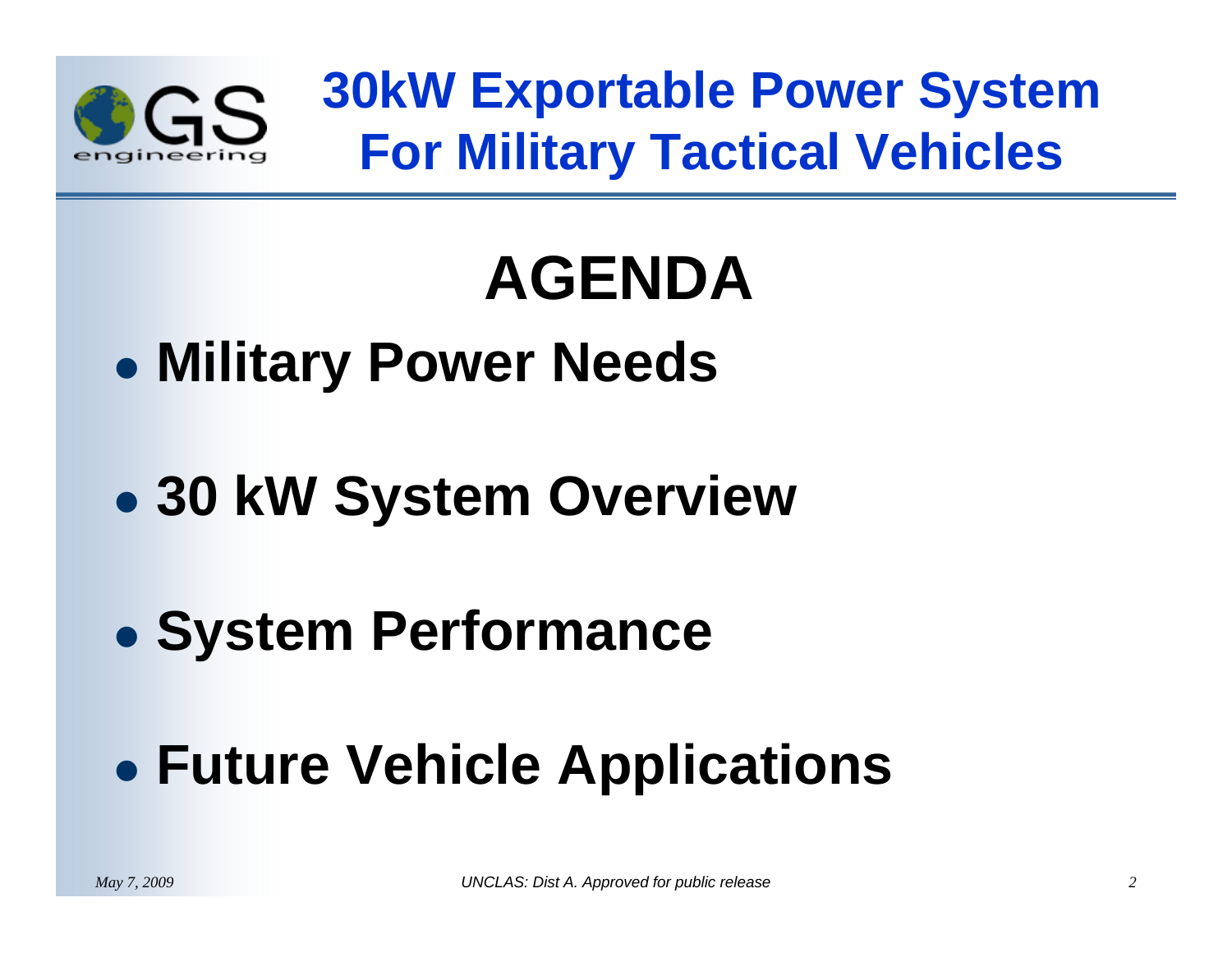# AGENDA

- **Military Power Needs**
- **30 kW System Overview**
- **System Performance**
- **Future Vehicle Applications**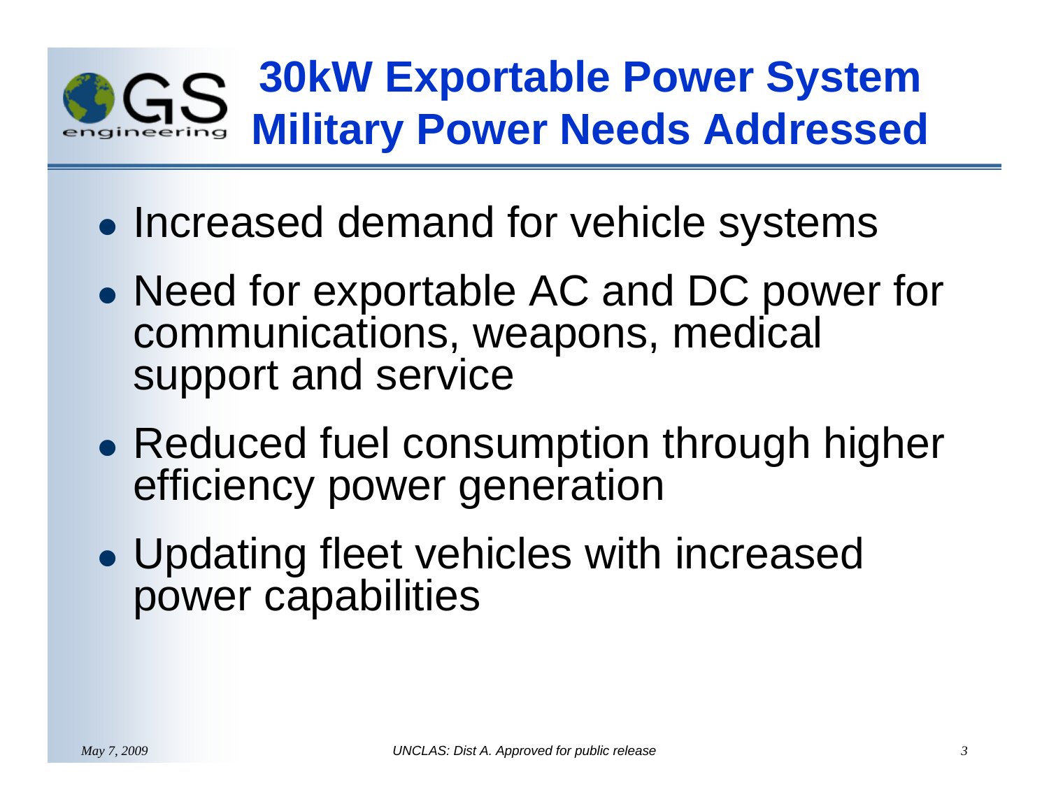# 30kW Exportable Power System Military Power Needs Addressed

- Increased demand for vehicle systems
- Need for exportable AC and DC power for communications, weapons, medical support and service
- Reduced fuel consumption through higher efficiency power generation
- Updating fleet vehicles with increased power capabilities

*May 7, 2009* *UNCLAS: Dist A. Approved for public release*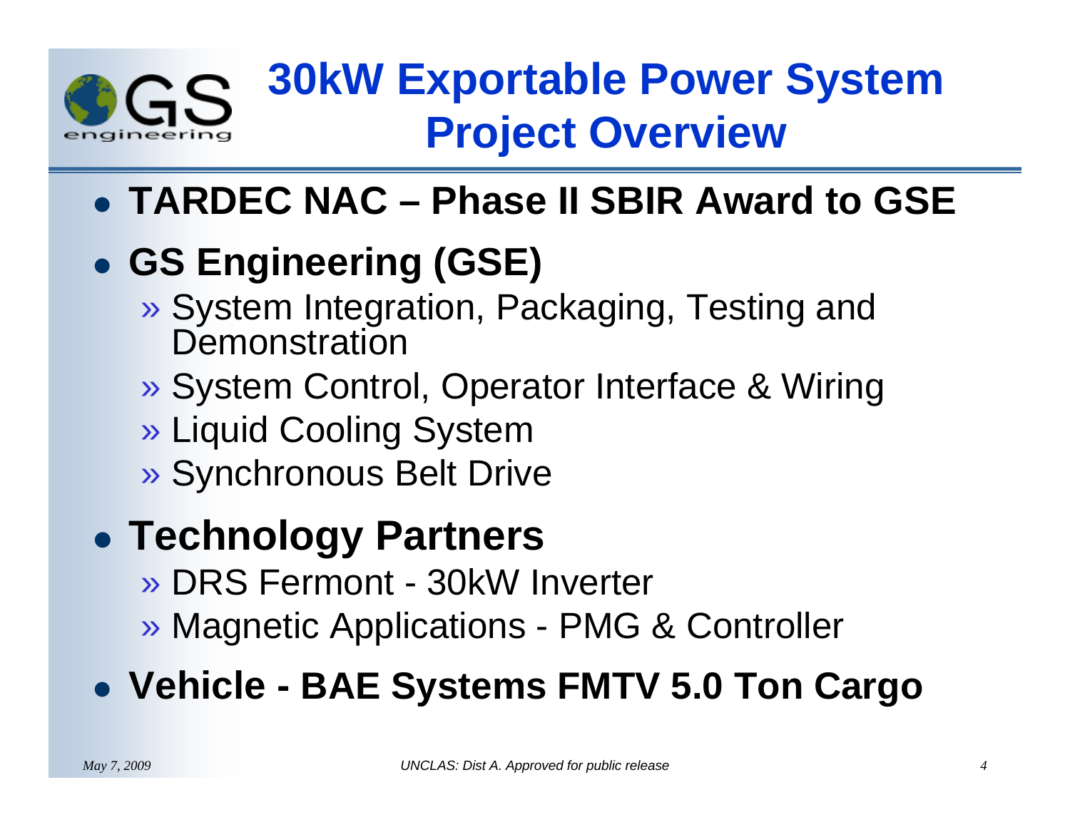# 30kW Exportable Power System Project Overview

- **TARDEC NAC – Phase II SBIR Award to GSE**
- **GS Engineering (GSE)**
  - » System Integration, Packaging, Testing and Demonstration
  - » System Control, Operator Interface & Wiring
  - » Liquid Cooling System
  - » Synchronous Belt Drive
- **Technology Partners**
  - » DRS Fermont - 30kW Inverter
  - » Magnetic Applications - PMG & Controller
- **Vehicle - BAE Systems FMTV 5.0 Ton Cargo**

*UNCLAS: Dist A. Approved for public release*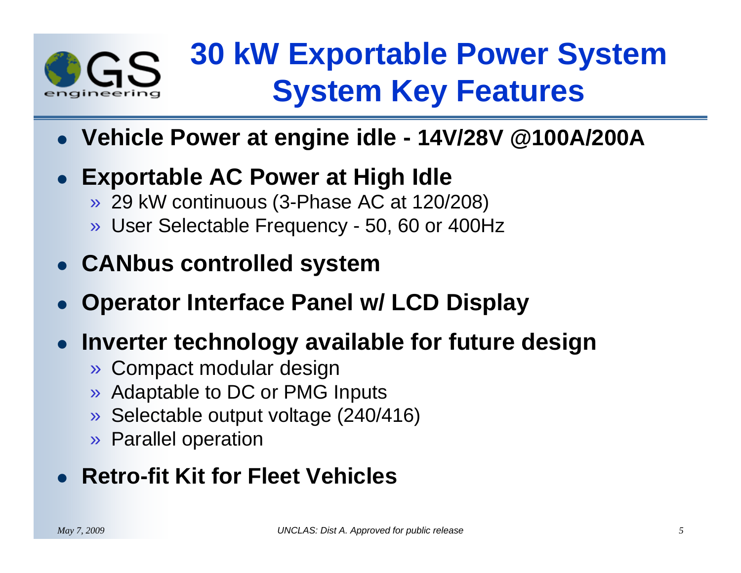# 30 kW Exportable Power System System Key Features

- **Vehicle Power at engine idle - 14V/28V @100A/200A**
- **Exportable AC Power at High Idle**
  - 29 kW continuous (3-Phase AC at 120/208)
  - User Selectable Frequency - 50, 60 or 400Hz
- **CANbus controlled system**
- **Operator Interface Panel w/ LCD Display**
- **Inverter technology available for future design**
  - Compact modular design
  - Adaptable to DC or PMG Inputs
  - Selectable output voltage (240/416)
  - Parallel operation
- **Retro-fit Kit for Fleet Vehicles**

*May 7, 2009* *UNCLAS: Dist A. Approved for public release*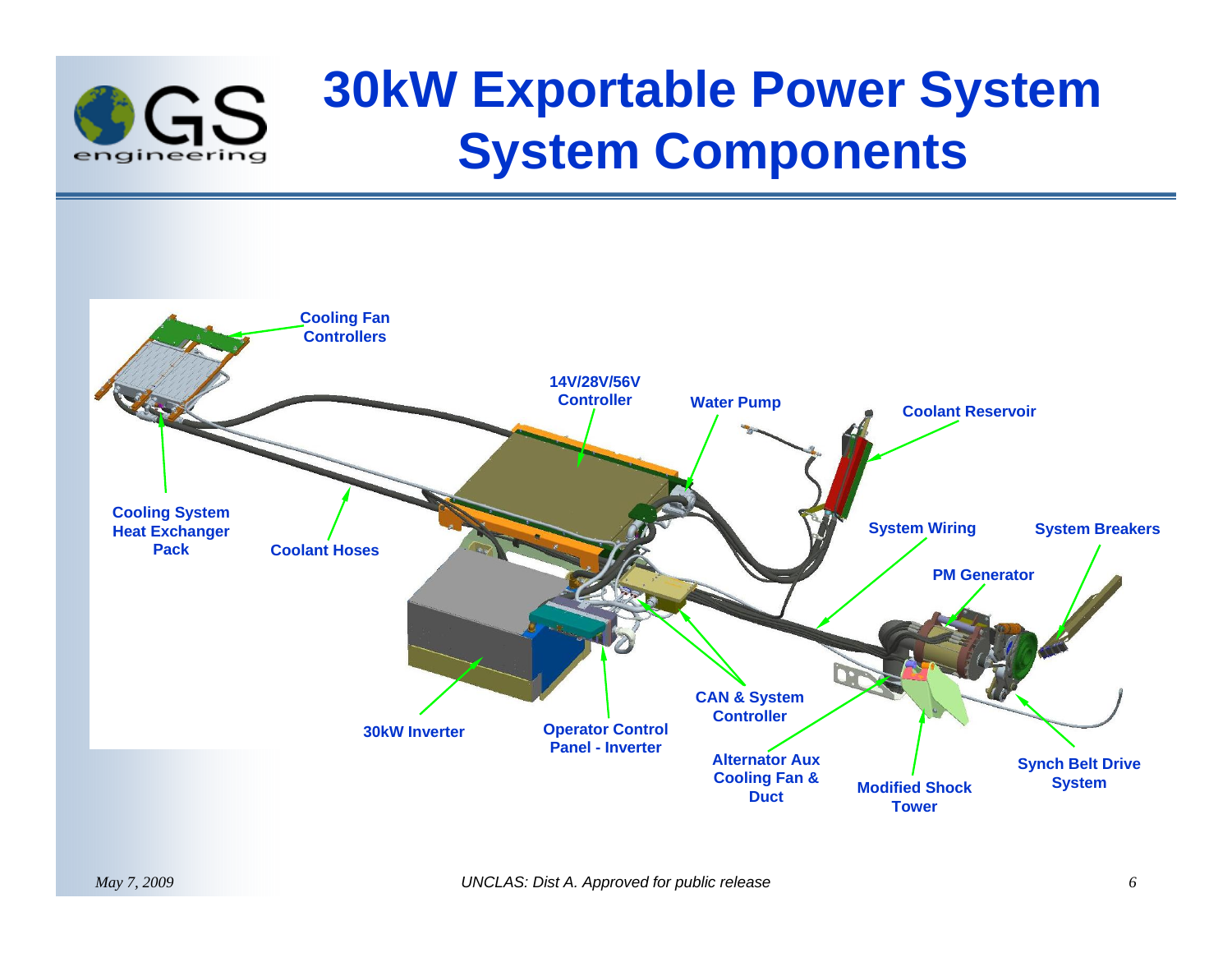# 30kW Exportable Power System System Components

Cooling Fan Controllers

14V/28V/56V Controller

Water Pump

Coolant Reservoir

Cooling System Heat Exchanger Pack

Coolant Hoses

System Wiring

System Breakers

PM Generator

CAN & System Controller

30kW Inverter

Operator Control Panel - Inverter

Alternator Aux Cooling Fan & Duct

Modified Shock Tower

Synch Belt Drive System

May 7, 2009

UNCLAS: Dist A. Approved for public release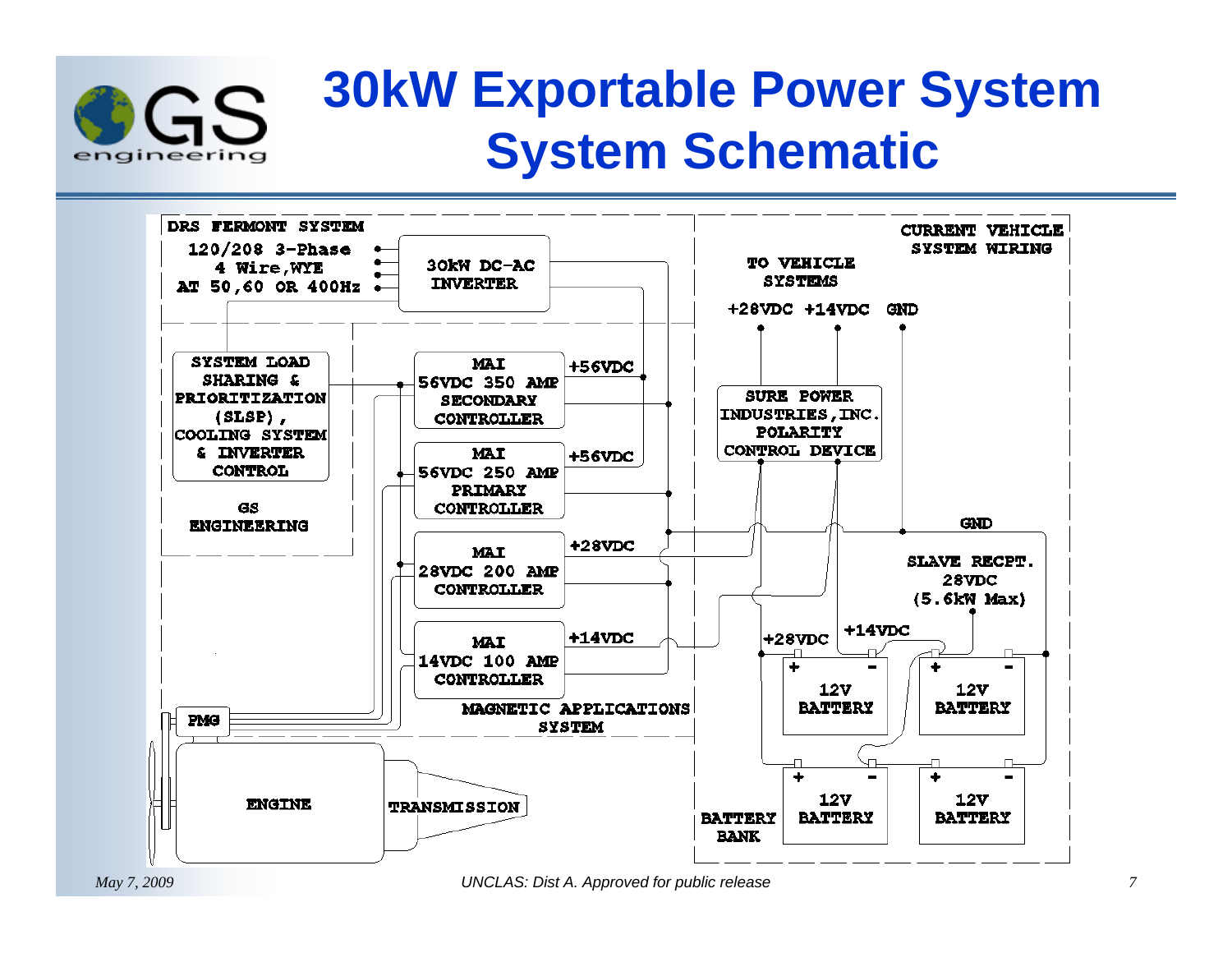# 30kW Exportable Power System
## System Schematic

DRS FERMONT SYSTEM

120/208 3-Phase
4 Wire,WYE
AT 50,60 OR 400Hz

30kW DC-AC INVERTER

CURRENT VEHICLE SYSTEM WIRING

TO VEHICLE SYSTEMS

+28VDC +14VDC GND

SYSTEM LOAD SHARING & PRIORITIZATION (SLSP), COOLING SYSTEM & INVERTER CONTROL

GS ENGINEERING

MAI 56VDC 350 AMP SECONDARY CONTROLLER

+56VDC

MAI 56VDC 250 AMP PRIMARY CONTROLLER

+56VDC

SURE POWER INDUSTRIES,INC. POLARITY CONTROL DEVICE

MAI 28VDC 200 AMP CONTROLLER

+28VDC

GND

SLAVE RECPT. 28VDC (5.6kW Max)

MAI 14VDC 100 AMP CONTROLLER

+14VDC

+28VDC

+14VDC

12V BATTERY

12V BATTERY

12V BATTERY

12V BATTERY

MAGNETIC APPLICATIONS SYSTEM

PMG

ENGINE

TRANSMISSION

BATTERY BANK

May 7, 2009

UNCLAS: Dist A. Approved for public release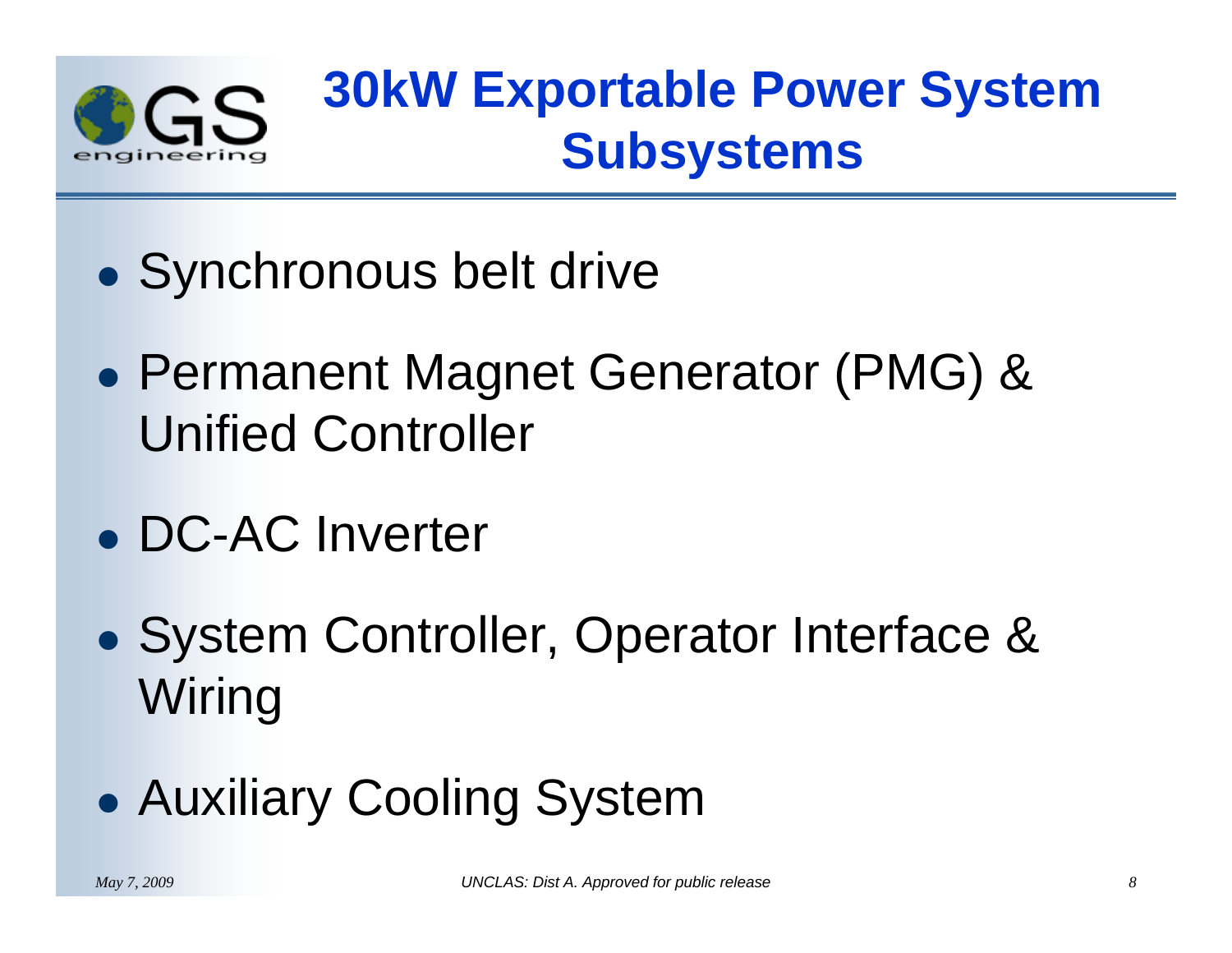# 30kW Exportable Power System Subsystems

- Synchronous belt drive
- Permanent Magnet Generator (PMG) & Unified Controller
- DC-AC Inverter
- System Controller, Operator Interface & Wiring
- Auxiliary Cooling System

*May 7, 2009* *UNCLAS: Dist A. Approved for public release*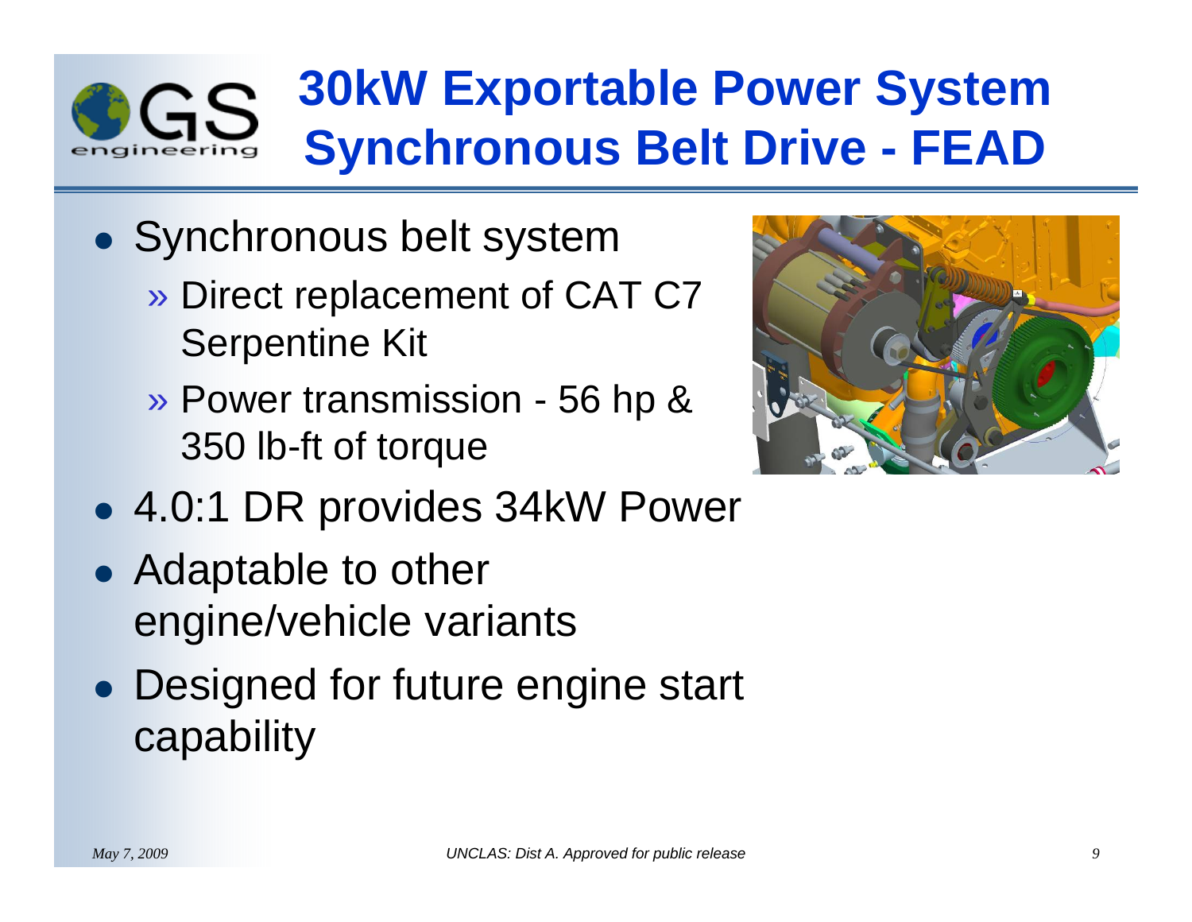# 30kW Exportable Power System Synchronous Belt Drive - FEAD

- Synchronous belt system
  - » Direct replacement of CAT C7 Serpentine Kit
  - » Power transmission - 56 hp & 350 lb-ft of torque
- 4.0:1 DR provides 34kW Power
- Adaptable to other engine/vehicle variants
- Designed for future engine start capability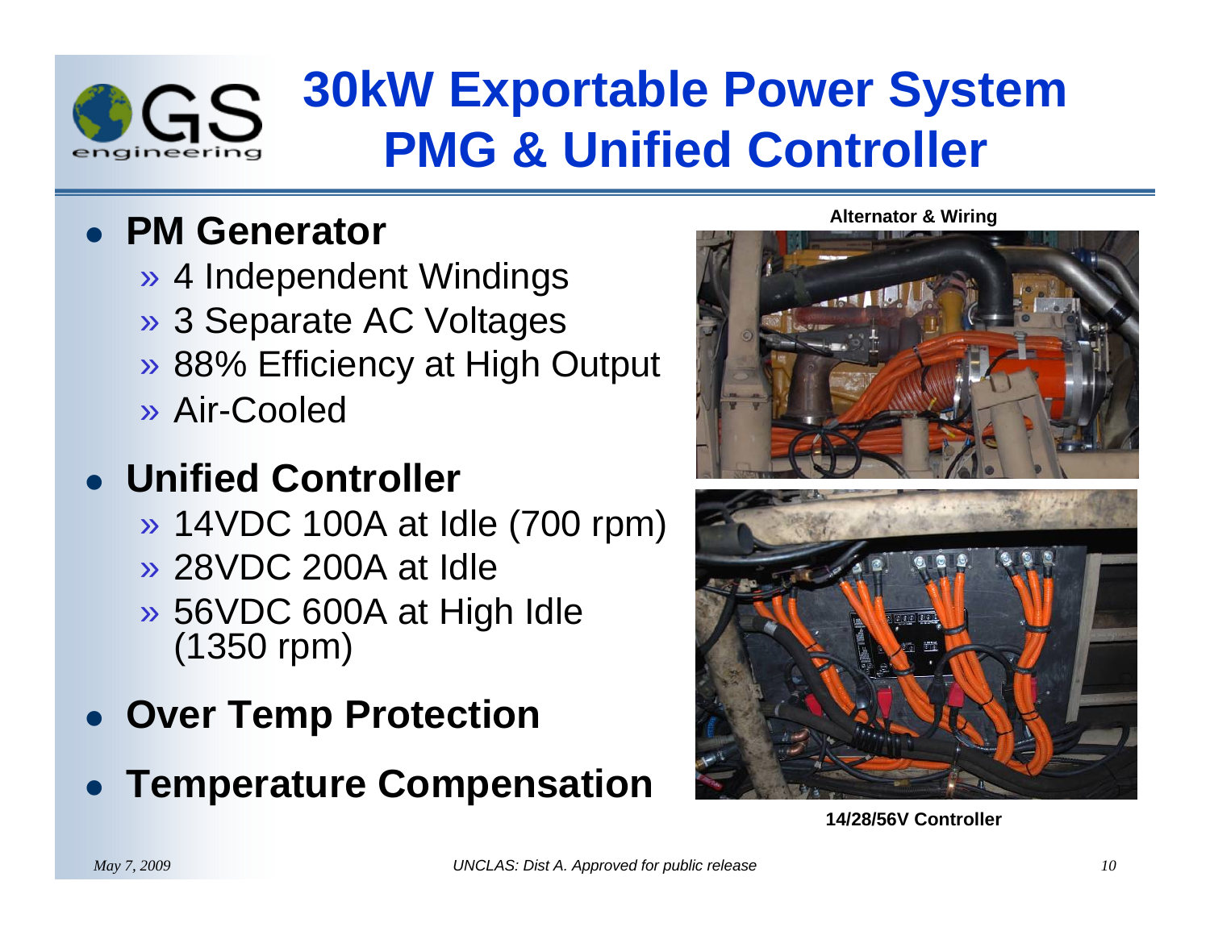# 30kW Exportable Power System PMG & Unified Controller

- **PM Generator**
  - » 4 Independent Windings
  - » 3 Separate AC Voltages
  - » 88% Efficiency at High Output
  - » Air-Cooled
- **Unified Controller**
  - » 14VDC 100A at Idle (700 rpm)
  - » 28VDC 200A at Idle
  - » 56VDC 600A at High Idle (1350 rpm)
- **Over Temp Protection**
- **Temperature Compensation**

Alternator & Wiring

14/28/56V Controller

UNCLAS: Dist A. Approved for public release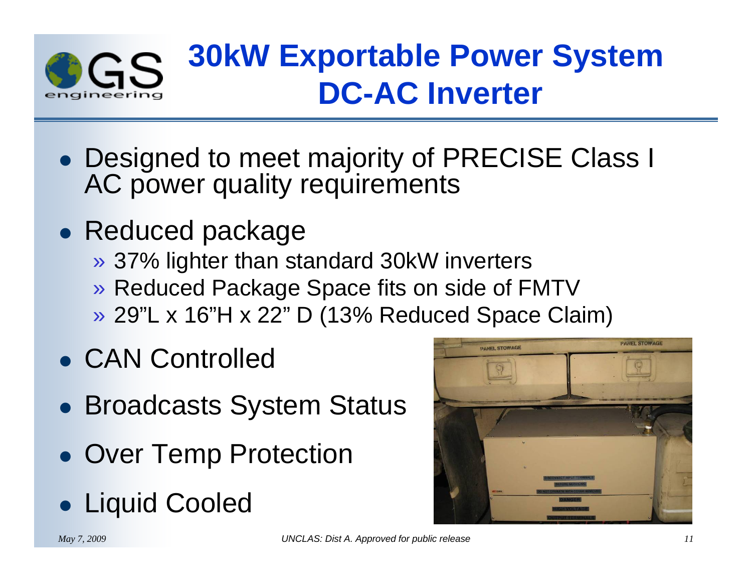# 30kW Exportable Power System DC-AC Inverter

- Designed to meet majority of PRECISE Class I AC power quality requirements
- Reduced package
  - » 37% lighter than standard 30kW inverters
  - » Reduced Package Space fits on side of FMTV
  - » 29"L x 16"H x 22" D (13% Reduced Space Claim)
- CAN Controlled
- Broadcasts System Status
- Over Temp Protection
- Liquid Cooled

*May 7, 2009*

*UNCLAS: Dist A. Approved for public release*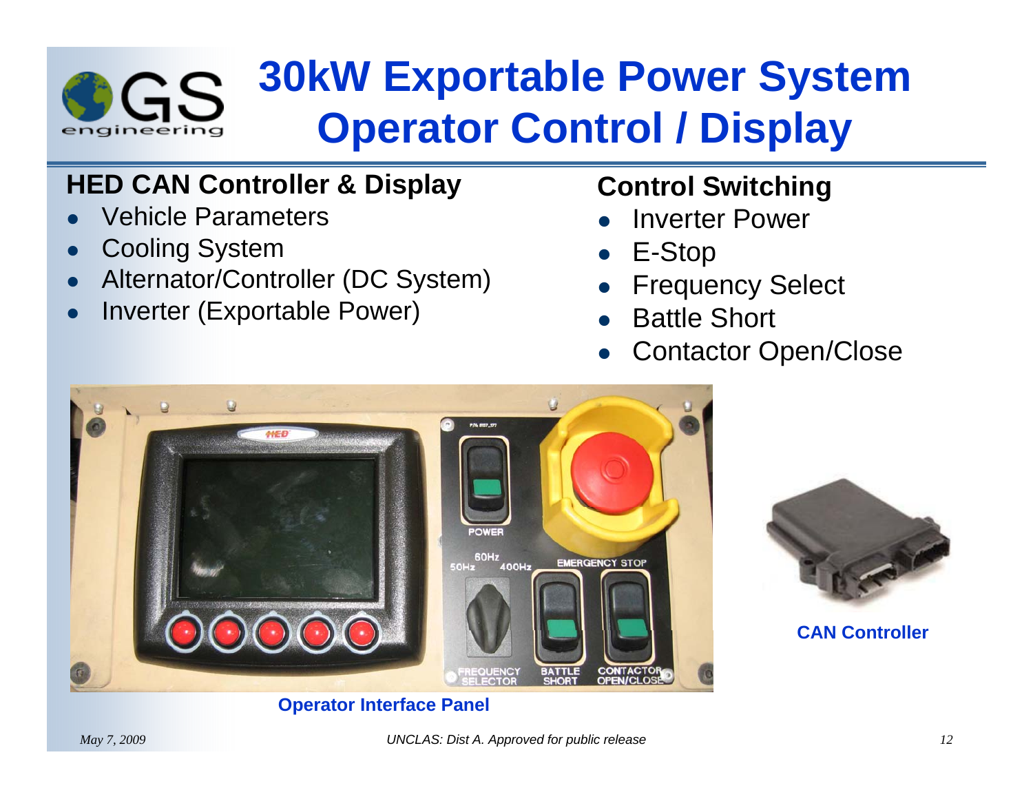# 30kW Exportable Power System Operator Control / Display

## HED CAN Controller & Display

- Vehicle Parameters
- Cooling System
- Alternator/Controller (DC System)
- Inverter (Exportable Power)

## Control Switching

- Inverter Power
- E-Stop
- Frequency Select
- Battle Short
- Contactor Open/Close

Operator Interface Panel

CAN Controller

*May 7, 2009*

*UNCLAS: Dist A. Approved for public release*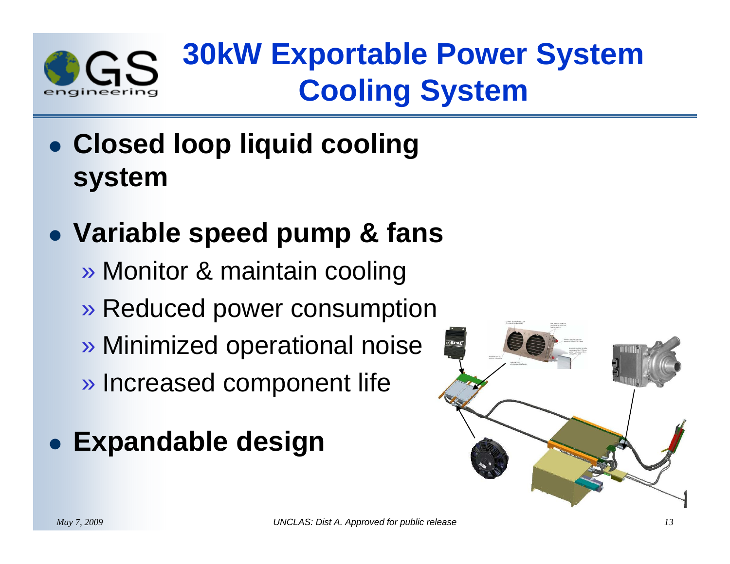# 30kW Exportable Power System Cooling System

- **Closed loop liquid cooling system**
- **Variable speed pump & fans**
  - » Monitor & maintain cooling
  - » Reduced power consumption
  - » Minimized operational noise
  - » Increased component life
- **Expandable design**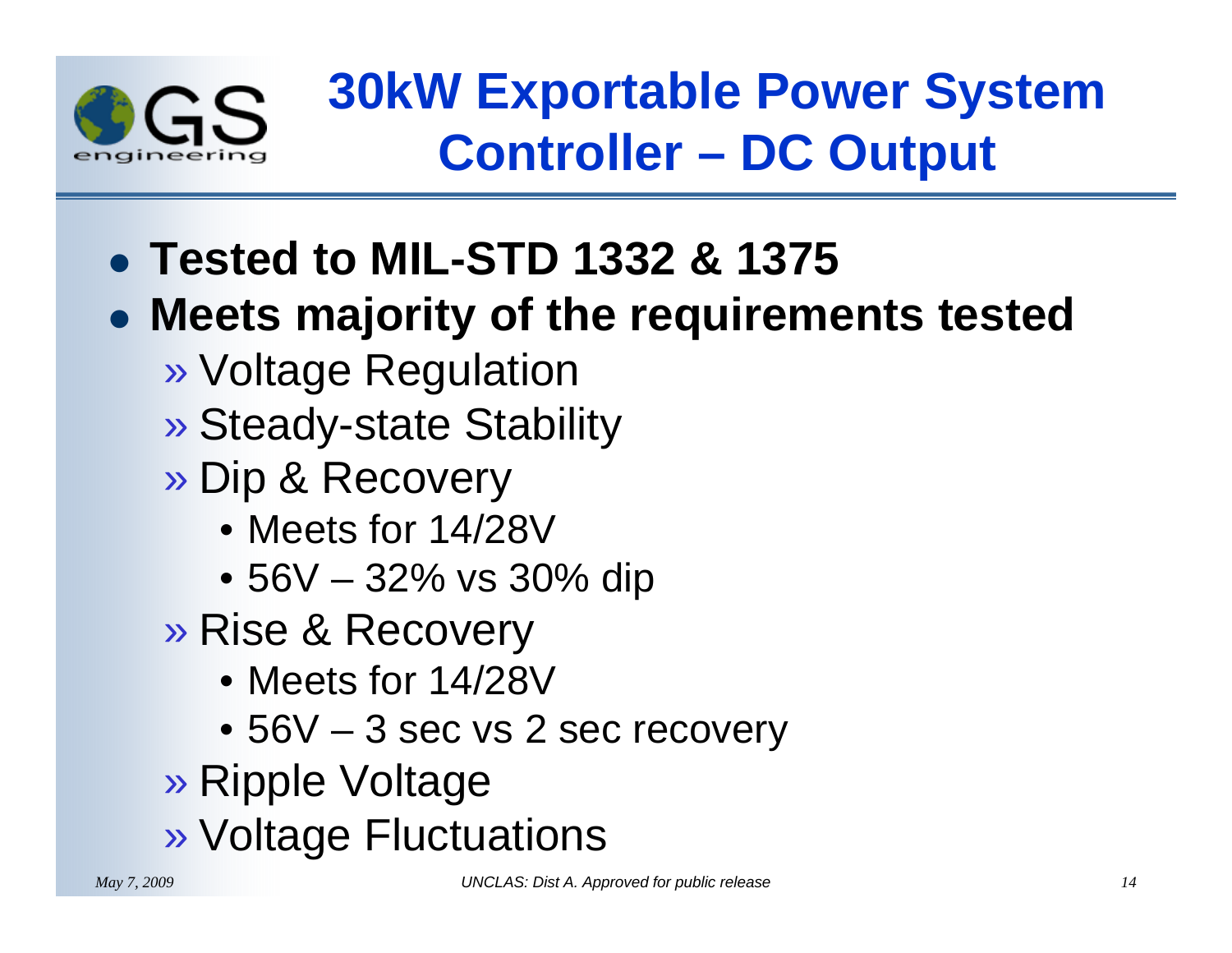# 30kW Exportable Power System Controller – DC Output

- **Tested to MIL-STD 1332 & 1375**
- **Meets majority of the requirements tested**
  - Voltage Regulation
  - Steady-state Stability
  - Dip & Recovery
    - Meets for 14/28V
    - 56V – 32% vs 30% dip
  - Rise & Recovery
    - Meets for 14/28V
    - 56V – 3 sec vs 2 sec recovery
  - Ripple Voltage
  - Voltage Fluctuations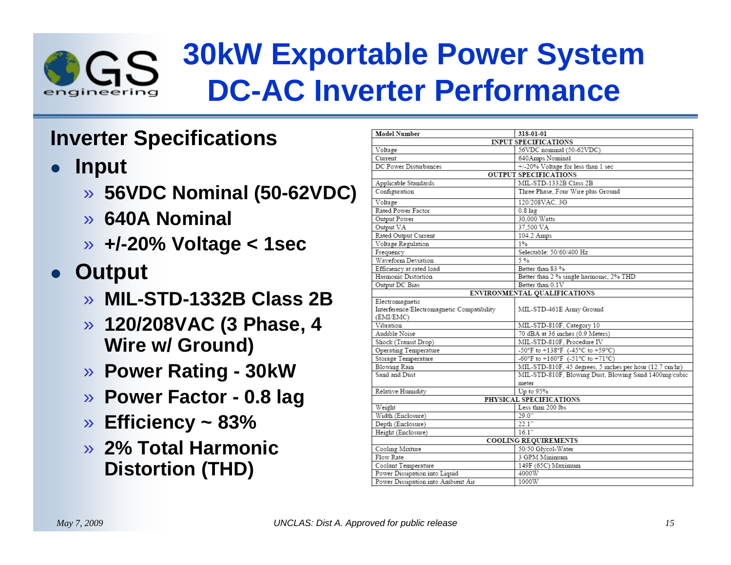# 30kW Exportable Power System DC-AC Inverter Performance

## Inverter Specifications

- **Input**
  - » **56VDC Nominal (50-62VDC)**
  - » **640A Nominal**
  - » **+/-20% Voltage < 1sec**
- **Output**
  - » **MIL-STD-1332B Class 2B**
  - » **120/208VAC (3 Phase, 4 Wire w/ Ground)**
  - » **Power Rating - 30kW**
  - » **Power Factor - 0.8 lag**
  - » **Efficiency ~ 83%**
  - » **2% Total Harmonic Distortion (THD)**

| Model Number | 318-01-01 |
|---|---|
| **INPUT SPECIFICATIONS** | |
| Voltage | 56VDC nominal (50-62VDC) |
| Current | 640Amps Nominal |
| DC Power Disturbances | +/-20% Voltage for less than 1 sec |
| **OUTPUT SPECIFICATIONS** | |
| Applicable Standards | MIL-STD-1332B Class 2B |
| Configuration | Three Phase, Four Wire plus Ground |
| Voltage | 120/208VAC, 3Ø |
| Rated Power Factor | 0.8 lag |
| Output Power | 30,000 Watts |
| Output VA | 37,500 VA |
| Rated Output Current | 104.2 Amps |
| Voltage Regulation | 1% |
| Frequency | Selectable: 50/60/400 Hz |
| Waveform Deviation | 5 % |
| Efficiency at rated load | Better than 83 % |
| Harmonic Distortion | Better than 2 % single harmonic, 2% THD |
| Output DC Bias | Better than 0.1V |
| **ENVIRONMENTAL QUALIFICATIONS** | |
| Electromagnetic Interference/Electromagnetic Compatibility (EMI/EMC) | MIL-STD-461E Army Ground |
| Vibration | MIL-STD-810F, Category 10 |
| Audible Noise | 70 dBA at 36 inches (0.9 Meters) |
| Shock (Transit Drop) | MIL-STD-810F, Procedure IV |
| Operating Temperature | -50°F to +138°F (-45°C to +59°C) |
| Storage Temperature | -60°F to +160°F (-51°C to +71°C) |
| Blowing Rain | MIL-STD-810F, 45 degrees, 5 inches per hour (12.7 cm/hr) |
| Sand and Dust | MIL-STD-810F, Blowing Dust, Blowing Sand 1400mg/cubic meter |
| Relative Humidity | Up to 95% |
| **PHYSICAL SPECIFICATIONS** | |
| Weight | Less than 200 lbs |
| Width (Enclosure) | 29.0" |
| Depth (Enclosure) | 22.1" |
| Height (Enclosure) | 16.1" |
| **COOLING REQUIREMENTS** | |
| Cooling Mixture | 50/50 Glycol-Water |
| Flow Rate | 3 GPM Minimum |
| Coolant Temperature | 149F (65C) Maximum |
| Power Dissipation into Liquid | 4000W |
| Power Dissipation into Ambient Air | 1000W |

*May 7, 2009* *UNCLAS: Dist A. Approved for public release*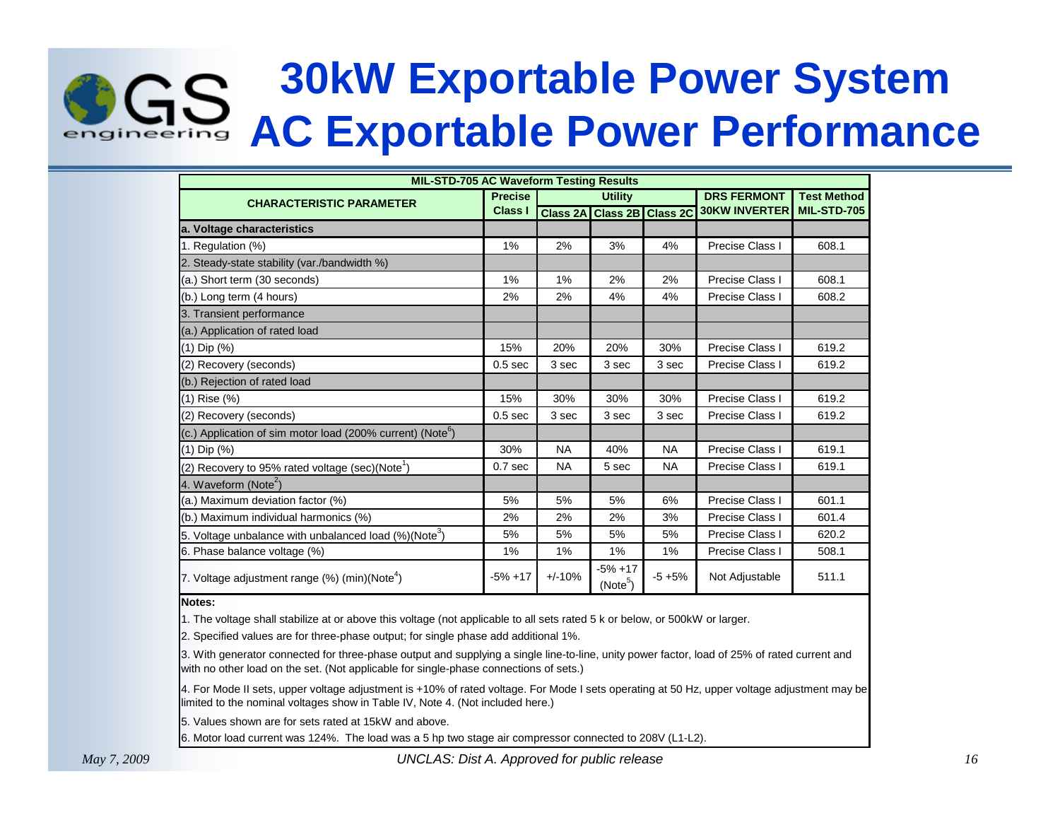# 30kW Exportable Power System
# AC Exportable Power Performance

| MIL-STD-705 AC Waveform Testing Results | | | | | | |
|---|---|---|---|---|---|---|
| CHARACTERISTIC PARAMETER | Precise Class I | Utility | | | DRS FERMONT 30KW INVERTER | Test Method MIL-STD-705 |
| | | Class 2A | Class 2B | Class 2C | | |
| **a. Voltage characteristics** | | | | | | |
| 1. Regulation (%) | 1% | 2% | 3% | 4% | Precise Class I | 608.1 |
| 2. Steady-state stability (var./bandwidth %) | | | | | | |
| (a.) Short term (30 seconds) | 1% | 1% | 2% | 2% | Precise Class I | 608.1 |
| (b.) Long term (4 hours) | 2% | 2% | 4% | 4% | Precise Class I | 608.2 |
| 3. Transient performance | | | | | | |
| (a.) Application of rated load | | | | | | |
| (1) Dip (%) | 15% | 20% | 20% | 30% | Precise Class I | 619.2 |
| (2) Recovery (seconds) | 0.5 sec | 3 sec | 3 sec | 3 sec | Precise Class I | 619.2 |
| (b.) Rejection of rated load | | | | | | |
| (1) Rise (%) | 15% | 30% | 30% | 30% | Precise Class I | 619.2 |
| (2) Recovery (seconds) | 0.5 sec | 3 sec | 3 sec | 3 sec | Precise Class I | 619.2 |
| (c.) Application of sim motor load (200% current) (Note[6]) | | | | | | |
| (1) Dip (%) | 30% | NA | 40% | NA | Precise Class I | 619.1 |
| (2) Recovery to 95% rated voltage (sec)(Note[1]) | 0.7 sec | NA | 5 sec | NA | Precise Class I | 619.1 |
| 4. Waveform (Note[2]) | | | | | | |
| (a.) Maximum deviation factor (%) | 5% | 5% | 5% | 6% | Precise Class I | 601.1 |
| (b.) Maximum individual harmonics (%) | 2% | 2% | 2% | 3% | Precise Class I | 601.4 |
| 5. Voltage unbalance with unbalanced load (%)(Note[3]) | 5% | 5% | 5% | 5% | Precise Class I | 620.2 |
| 6. Phase balance voltage (%) | 1% | 1% | 1% | 1% | Precise Class I | 508.1 |
| 7. Voltage adjustment range (%) (min)(Note[4]) | -5% +17 | +/-10% | -5% +17 (Note[5]) | -5 +5% | Not Adjustable | 511.1 |

**Notes:**

1. The voltage shall stabilize at or above this voltage (not applicable to all sets rated 5 k or below, or 500kW or larger.
2. Specified values are for three-phase output; for single phase add additional 1%.
3. With generator connected for three-phase output and supplying a single line-to-line, unity power factor, load of 25% of rated current and with no other load on the set. (Not applicable for single-phase connections of sets.)
4. For Mode II sets, upper voltage adjustment is +10% of rated voltage. For Mode I sets operating at 50 Hz, upper voltage adjustment may be limited to the nominal voltages show in Table IV, Note 4. (Not included here.)
5. Values shown are for sets rated at 15kW and above.
6. Motor load current was 124%. The load was a 5 hp two stage air compressor connected to 208V (L1-L2).

*May 7, 2009*

*UNCLAS: Dist A. Approved for public release*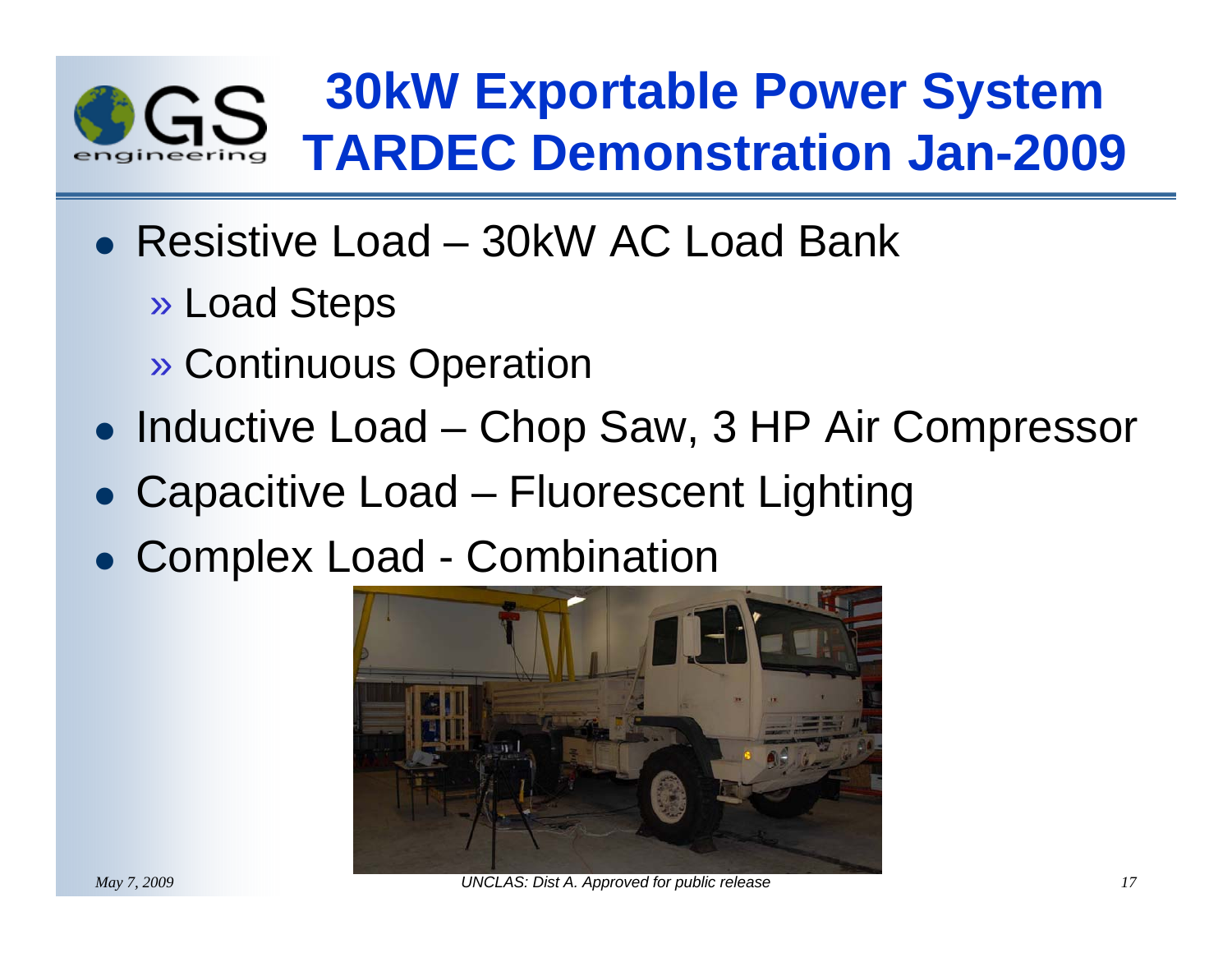# 30kW Exportable Power System TARDEC Demonstration Jan-2009

- Resistive Load – 30kW AC Load Bank
  - » Load Steps
  - » Continuous Operation
- Inductive Load – Chop Saw, 3 HP Air Compressor
- Capacitive Load – Fluorescent Lighting
- Complex Load - Combination

UNCLAS: Dist A. Approved for public release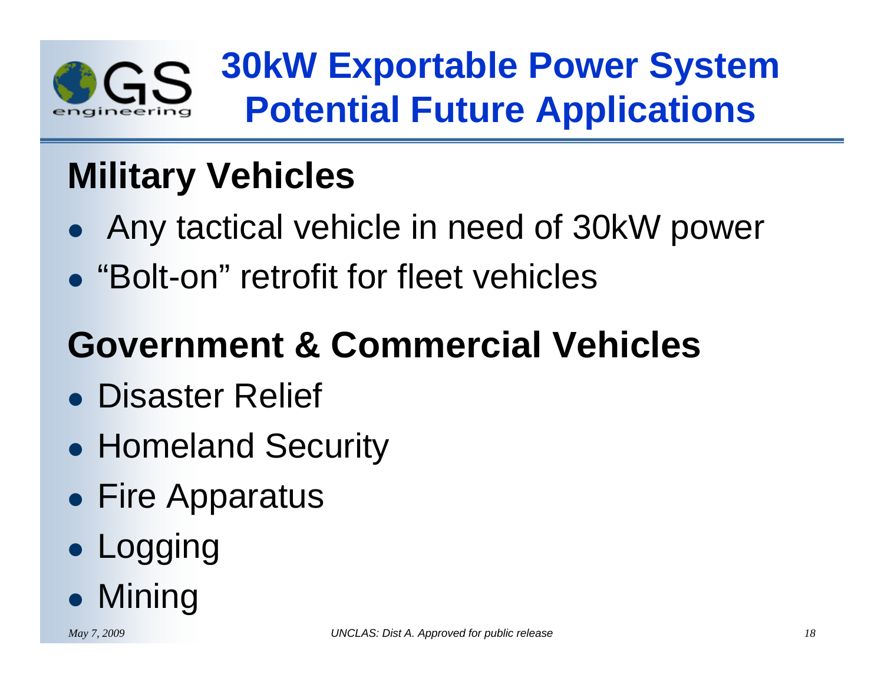# 30kW Exportable Power System Potential Future Applications

## Military Vehicles

- Any tactical vehicle in need of 30kW power
- “Bolt-on” retrofit for fleet vehicles

## Government & Commercial Vehicles

- Disaster Relief
- Homeland Security
- Fire Apparatus
- Logging
- Mining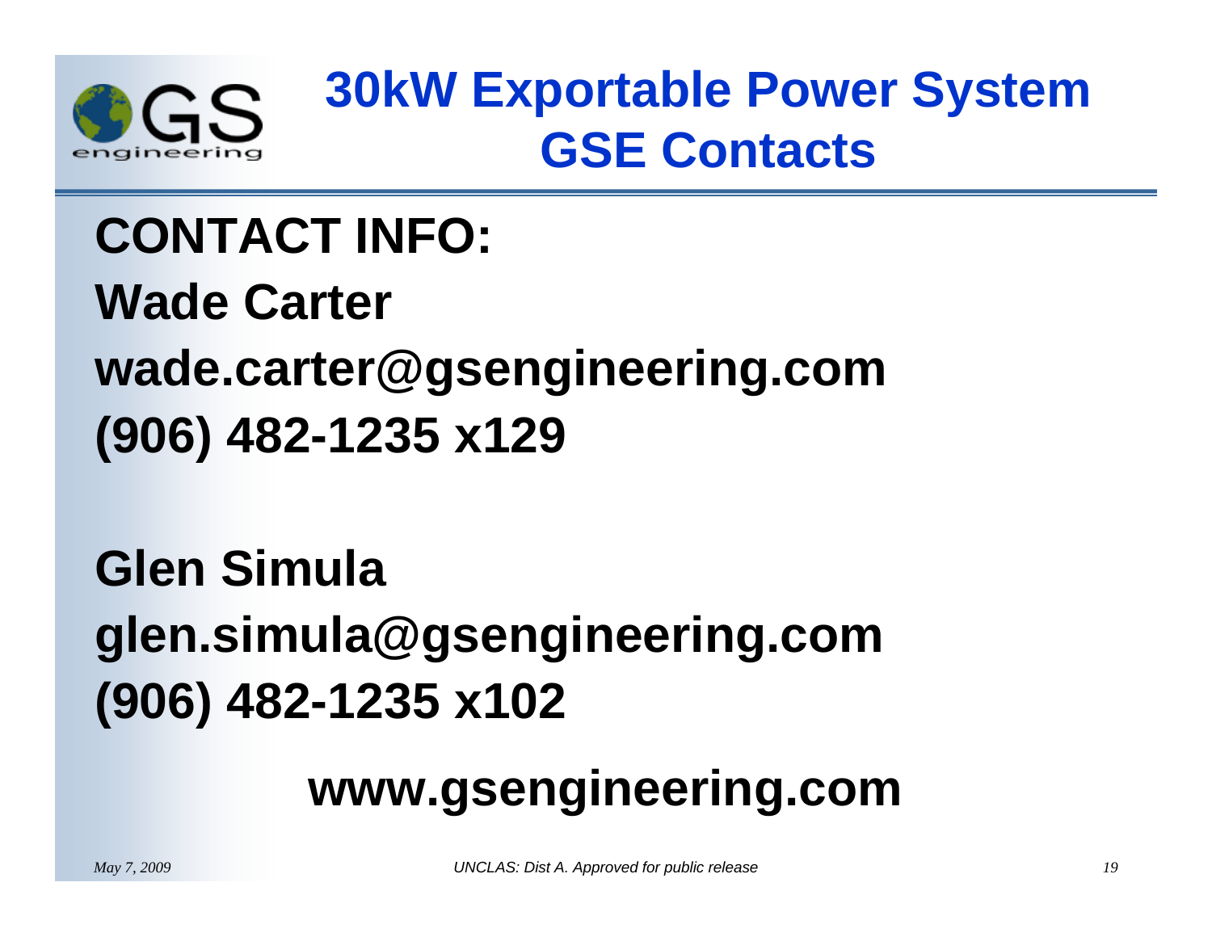# 30kW Exportable Power System GSE Contacts

**CONTACT INFO:**

**Wade Carter**

**wade.carter@gsengineering.com**

**(906) 482-1235 x129**

**Glen Simula**

**glen.simula@gsengineering.com**

**(906) 482-1235 x102**

**www.gsengineering.com**

*May 7, 2009* *UNCLAS: Dist A. Approved for public release*